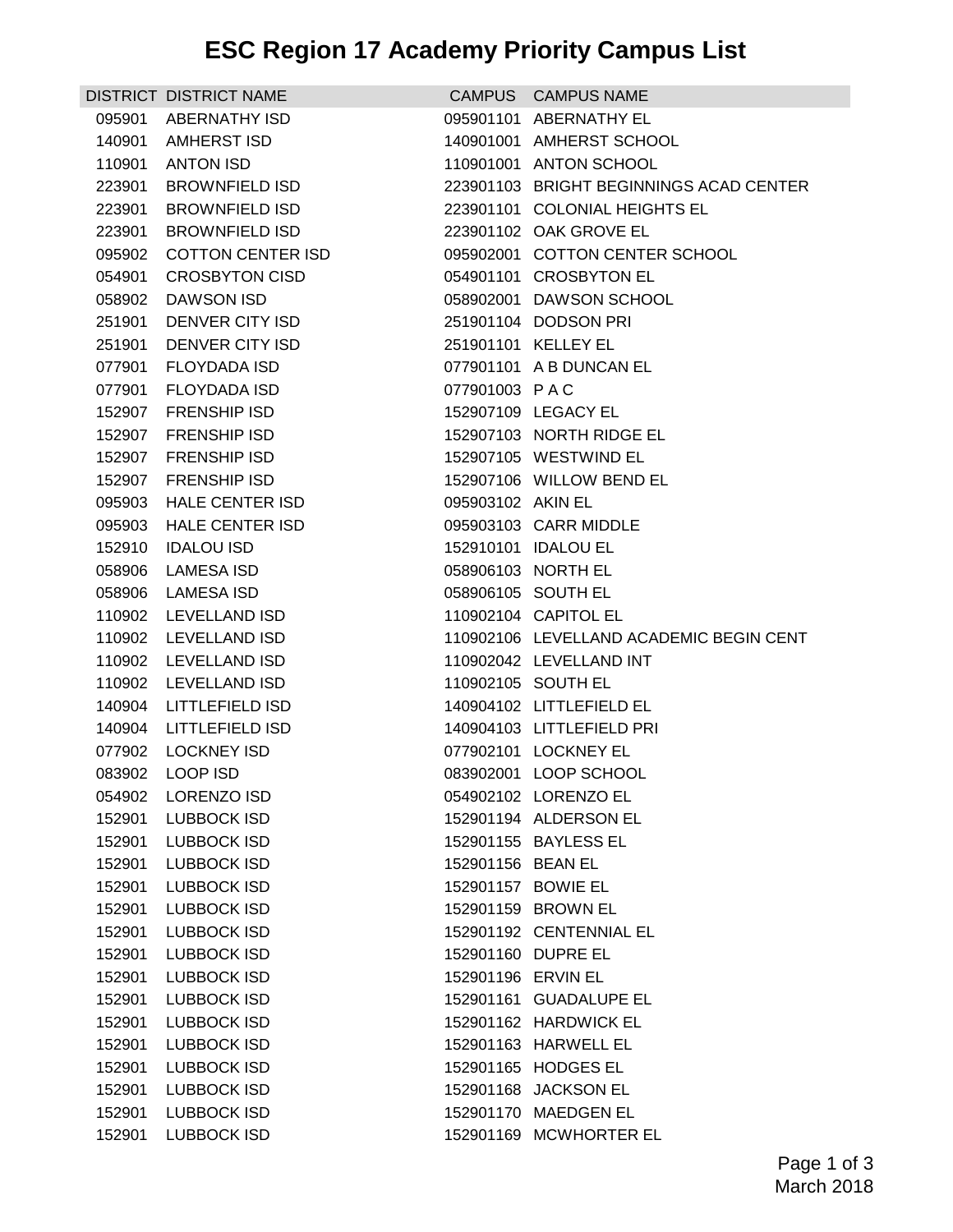# ESC Region 17 Academy Priority Campus List

| DISTRICT | DISTRICT NAME | CAMPUS | CAMPUS NAME |
|---|---|---|---|
| 095901 | ABERNATHY ISD | 095901101 | ABERNATHY EL |
| 140901 | AMHERST ISD | 140901001 | AMHERST SCHOOL |
| 110901 | ANTON ISD | 110901001 | ANTON SCHOOL |
| 223901 | BROWNFIELD ISD | 223901103 | BRIGHT BEGINNINGS ACAD CENTER |
| 223901 | BROWNFIELD ISD | 223901101 | COLONIAL HEIGHTS EL |
| 223901 | BROWNFIELD ISD | 223901102 | OAK GROVE EL |
| 095902 | COTTON CENTER ISD | 095902001 | COTTON CENTER SCHOOL |
| 054901 | CROSBYTON CISD | 054901101 | CROSBYTON EL |
| 058902 | DAWSON ISD | 058902001 | DAWSON SCHOOL |
| 251901 | DENVER CITY ISD | 251901104 | DODSON PRI |
| 251901 | DENVER CITY ISD | 251901101 | KELLEY EL |
| 077901 | FLOYDADA ISD | 077901101 | A B DUNCAN EL |
| 077901 | FLOYDADA ISD | 077901003 | P A C |
| 152907 | FRENSHIP ISD | 152907109 | LEGACY EL |
| 152907 | FRENSHIP ISD | 152907103 | NORTH RIDGE EL |
| 152907 | FRENSHIP ISD | 152907105 | WESTWIND EL |
| 152907 | FRENSHIP ISD | 152907106 | WILLOW BEND EL |
| 095903 | HALE CENTER ISD | 095903102 | AKIN EL |
| 095903 | HALE CENTER ISD | 095903103 | CARR MIDDLE |
| 152910 | IDALOU ISD | 152910101 | IDALOU EL |
| 058906 | LAMESA ISD | 058906103 | NORTH EL |
| 058906 | LAMESA ISD | 058906105 | SOUTH EL |
| 110902 | LEVELLAND ISD | 110902104 | CAPITOL EL |
| 110902 | LEVELLAND ISD | 110902106 | LEVELLAND ACADEMIC BEGIN CENT |
| 110902 | LEVELLAND ISD | 110902042 | LEVELLAND INT |
| 110902 | LEVELLAND ISD | 110902105 | SOUTH EL |
| 140904 | LITTLEFIELD ISD | 140904102 | LITTLEFIELD EL |
| 140904 | LITTLEFIELD ISD | 140904103 | LITTLEFIELD PRI |
| 077902 | LOCKNEY ISD | 077902101 | LOCKNEY EL |
| 083902 | LOOP ISD | 083902001 | LOOP SCHOOL |
| 054902 | LORENZO ISD | 054902102 | LORENZO EL |
| 152901 | LUBBOCK ISD | 152901194 | ALDERSON EL |
| 152901 | LUBBOCK ISD | 152901155 | BAYLESS EL |
| 152901 | LUBBOCK ISD | 152901156 | BEAN EL |
| 152901 | LUBBOCK ISD | 152901157 | BOWIE EL |
| 152901 | LUBBOCK ISD | 152901159 | BROWN EL |
| 152901 | LUBBOCK ISD | 152901192 | CENTENNIAL EL |
| 152901 | LUBBOCK ISD | 152901160 | DUPRE EL |
| 152901 | LUBBOCK ISD | 152901196 | ERVIN EL |
| 152901 | LUBBOCK ISD | 152901161 | GUADALUPE EL |
| 152901 | LUBBOCK ISD | 152901162 | HARDWICK EL |
| 152901 | LUBBOCK ISD | 152901163 | HARWELL EL |
| 152901 | LUBBOCK ISD | 152901165 | HODGES EL |
| 152901 | LUBBOCK ISD | 152901168 | JACKSON EL |
| 152901 | LUBBOCK ISD | 152901170 | MAEDGEN EL |
| 152901 | LUBBOCK ISD | 152901169 | MCWHORTER EL |

March 2018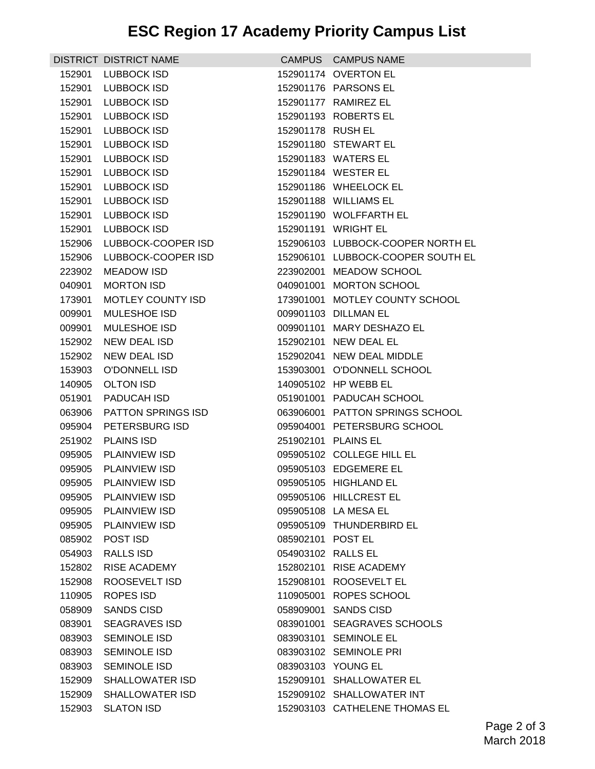# ESC Region 17 Academy Priority Campus List

| DISTRICT | DISTRICT NAME | CAMPUS | CAMPUS NAME |
|---|---|---|---|
| 152901 | LUBBOCK ISD | 152901174 | OVERTON EL |
| 152901 | LUBBOCK ISD | 152901176 | PARSONS EL |
| 152901 | LUBBOCK ISD | 152901177 | RAMIREZ EL |
| 152901 | LUBBOCK ISD | 152901193 | ROBERTS EL |
| 152901 | LUBBOCK ISD | 152901178 | RUSH EL |
| 152901 | LUBBOCK ISD | 152901180 | STEWART EL |
| 152901 | LUBBOCK ISD | 152901183 | WATERS EL |
| 152901 | LUBBOCK ISD | 152901184 | WESTER EL |
| 152901 | LUBBOCK ISD | 152901186 | WHEELOCK EL |
| 152901 | LUBBOCK ISD | 152901188 | WILLIAMS EL |
| 152901 | LUBBOCK ISD | 152901190 | WOLFFARTH EL |
| 152901 | LUBBOCK ISD | 152901191 | WRIGHT EL |
| 152906 | LUBBOCK-COOPER ISD | 152906103 | LUBBOCK-COOPER NORTH EL |
| 152906 | LUBBOCK-COOPER ISD | 152906101 | LUBBOCK-COOPER SOUTH EL |
| 223902 | MEADOW ISD | 223902001 | MEADOW SCHOOL |
| 040901 | MORTON ISD | 040901001 | MORTON SCHOOL |
| 173901 | MOTLEY COUNTY ISD | 173901001 | MOTLEY COUNTY SCHOOL |
| 009901 | MULESHOE ISD | 009901103 | DILLMAN EL |
| 009901 | MULESHOE ISD | 009901101 | MARY DESHAZO EL |
| 152902 | NEW DEAL ISD | 152902101 | NEW DEAL EL |
| 152902 | NEW DEAL ISD | 152902041 | NEW DEAL MIDDLE |
| 153903 | O'DONNELL ISD | 153903001 | O'DONNELL SCHOOL |
| 140905 | OLTON ISD | 140905102 | HP WEBB EL |
| 051901 | PADUCAH ISD | 051901001 | PADUCAH SCHOOL |
| 063906 | PATTON SPRINGS ISD | 063906001 | PATTON SPRINGS SCHOOL |
| 095904 | PETERSBURG ISD | 095904001 | PETERSBURG SCHOOL |
| 251902 | PLAINS ISD | 251902101 | PLAINS EL |
| 095905 | PLAINVIEW ISD | 095905102 | COLLEGE HILL EL |
| 095905 | PLAINVIEW ISD | 095905103 | EDGEMERE EL |
| 095905 | PLAINVIEW ISD | 095905105 | HIGHLAND EL |
| 095905 | PLAINVIEW ISD | 095905106 | HILLCREST EL |
| 095905 | PLAINVIEW ISD | 095905108 | LA MESA EL |
| 095905 | PLAINVIEW ISD | 095905109 | THUNDERBIRD EL |
| 085902 | POST ISD | 085902101 | POST EL |
| 054903 | RALLS ISD | 054903102 | RALLS EL |
| 152802 | RISE ACADEMY | 152802101 | RISE ACADEMY |
| 152908 | ROOSEVELT ISD | 152908101 | ROOSEVELT EL |
| 110905 | ROPES ISD | 110905001 | ROPES SCHOOL |
| 058909 | SANDS CISD | 058909001 | SANDS CISD |
| 083901 | SEAGRAVES ISD | 083901001 | SEAGRAVES SCHOOLS |
| 083903 | SEMINOLE ISD | 083903101 | SEMINOLE EL |
| 083903 | SEMINOLE ISD | 083903102 | SEMINOLE PRI |
| 083903 | SEMINOLE ISD | 083903103 | YOUNG EL |
| 152909 | SHALLOWATER ISD | 152909101 | SHALLOWATER EL |
| 152909 | SHALLOWATER ISD | 152909102 | SHALLOWATER INT |
| 152903 | SLATON ISD | 152903103 | CATHELENE THOMAS EL |

March 2018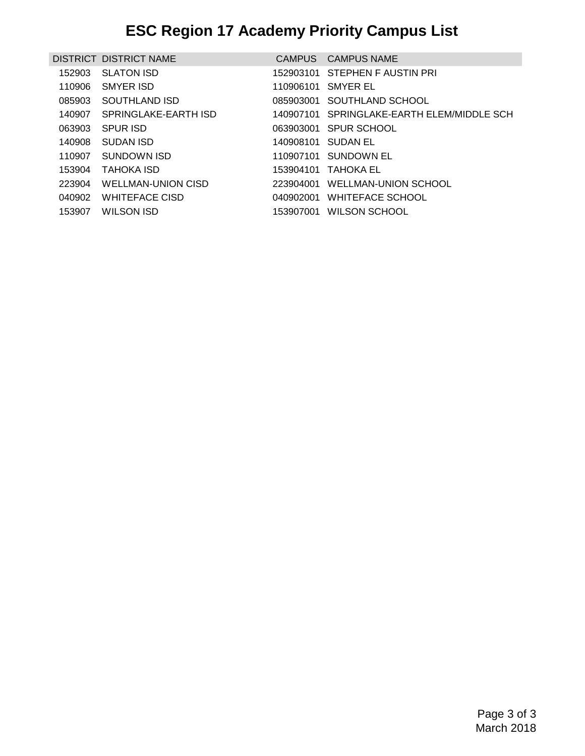# ESC Region 17 Academy Priority Campus List

| DISTRICT | DISTRICT NAME | CAMPUS | CAMPUS NAME |
|---|---|---|---|
| 152903 | SLATON ISD | 152903101 | STEPHEN F AUSTIN PRI |
| 110906 | SMYER ISD | 110906101 | SMYER EL |
| 085903 | SOUTHLAND ISD | 085903001 | SOUTHLAND SCHOOL |
| 140907 | SPRINGLAKE-EARTH ISD | 140907101 | SPRINGLAKE-EARTH ELEM/MIDDLE SCH |
| 063903 | SPUR ISD | 063903001 | SPUR SCHOOL |
| 140908 | SUDAN ISD | 140908101 | SUDAN EL |
| 110907 | SUNDOWN ISD | 110907101 | SUNDOWN EL |
| 153904 | TAHOKA ISD | 153904101 | TAHOKA EL |
| 223904 | WELLMAN-UNION CISD | 223904001 | WELLMAN-UNION SCHOOL |
| 040902 | WHITEFACE CISD | 040902001 | WHITEFACE SCHOOL |
| 153907 | WILSON ISD | 153907001 | WILSON SCHOOL |

March 2018